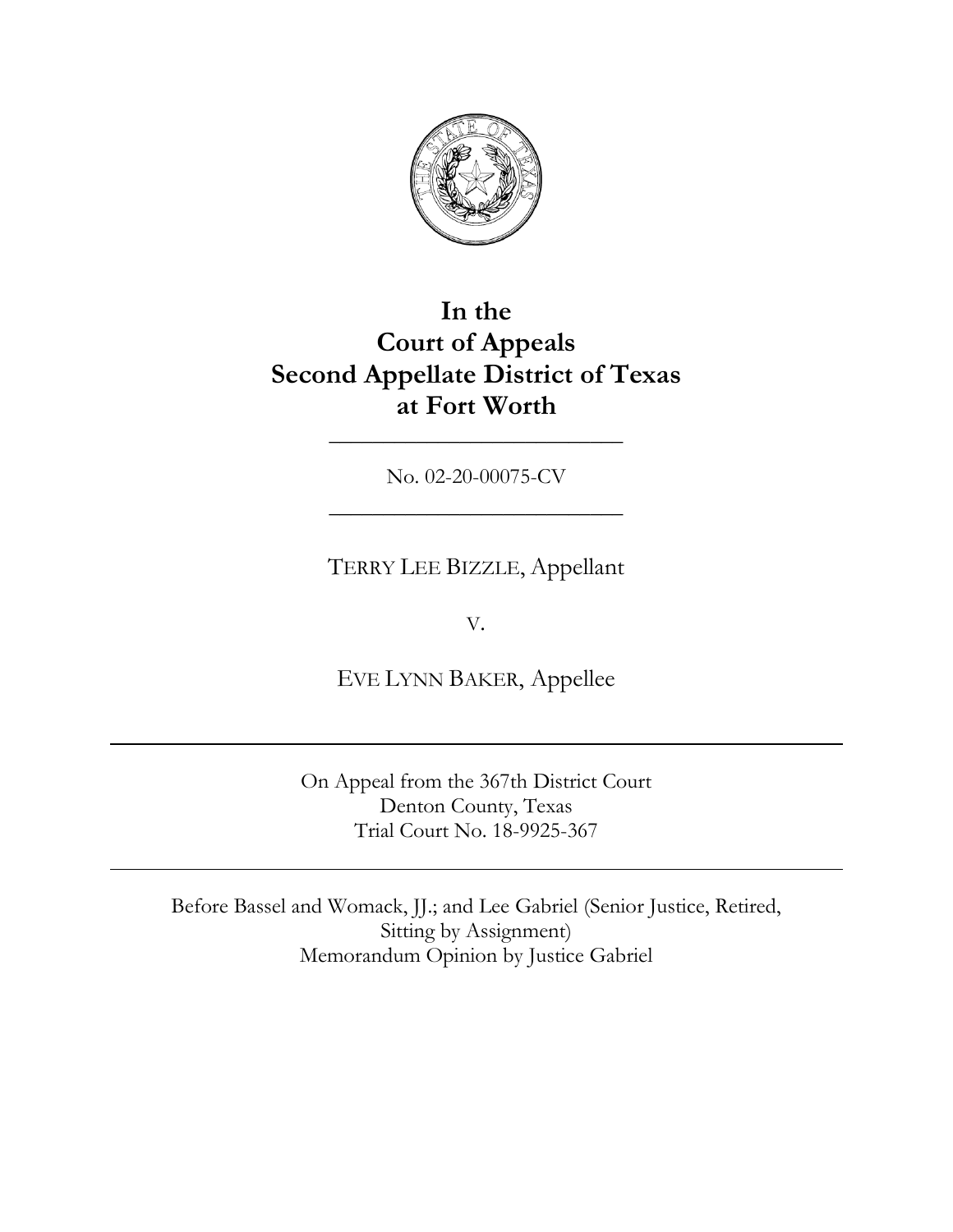# In the
# Court of Appeals
# Second Appellate District of Texas
# at Fort Worth

---

No. 02-20-00075-CV

---

TERRY LEE BIZZLE, Appellant

V.

EVE LYNN BAKER, Appellee

---

On Appeal from the 367th District Court
Denton County, Texas
Trial Court No. 18-9925-367

---

Before Bassel and Womack, JJ.; and Lee Gabriel (Senior Justice, Retired, Sitting by Assignment)
Memorandum Opinion by Justice Gabriel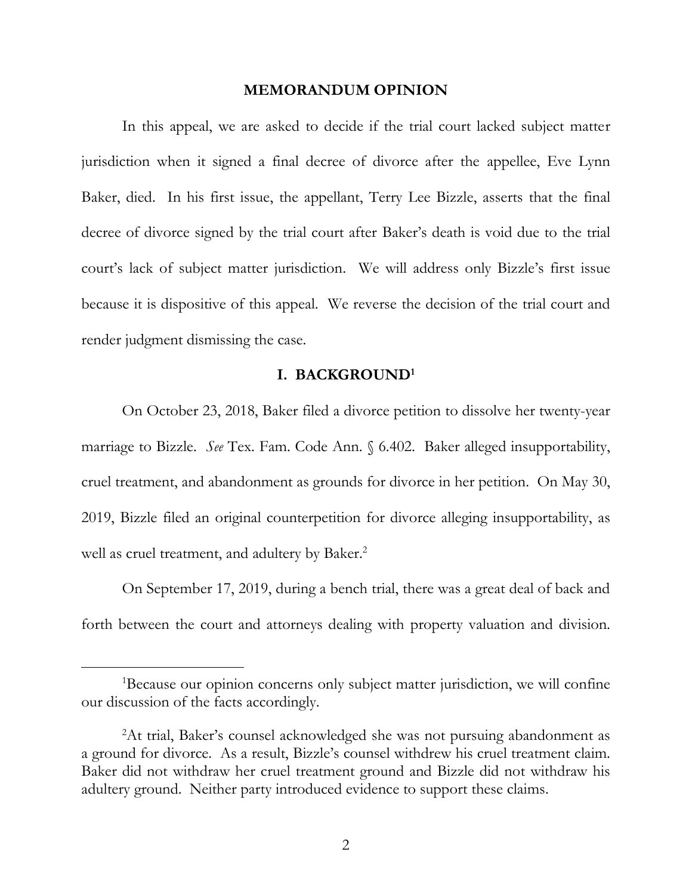## MEMORANDUM OPINION

In this appeal, we are asked to decide if the trial court lacked subject matter jurisdiction when it signed a final decree of divorce after the appellee, Eve Lynn Baker, died. In his first issue, the appellant, Terry Lee Bizzle, asserts that the final decree of divorce signed by the trial court after Baker's death is void due to the trial court's lack of subject matter jurisdiction. We will address only Bizzle's first issue because it is dispositive of this appeal. We reverse the decision of the trial court and render judgment dismissing the case.

## I. BACKGROUND[1]

On October 23, 2018, Baker filed a divorce petition to dissolve her twenty-year marriage to Bizzle. *See* Tex. Fam. Code Ann. § 6.402. Baker alleged insupportability, cruel treatment, and abandonment as grounds for divorce in her petition. On May 30, 2019, Bizzle filed an original counterpetition for divorce alleging insupportability, as well as cruel treatment, and adultery by Baker.[2]

On September 17, 2019, during a bench trial, there was a great deal of back and forth between the court and attorneys dealing with property valuation and division.

---

[1]Because our opinion concerns only subject matter jurisdiction, we will confine our discussion of the facts accordingly.

[2]At trial, Baker's counsel acknowledged she was not pursuing abandonment as a ground for divorce. As a result, Bizzle's counsel withdrew his cruel treatment claim. Baker did not withdraw her cruel treatment ground and Bizzle did not withdraw his adultery ground. Neither party introduced evidence to support these claims.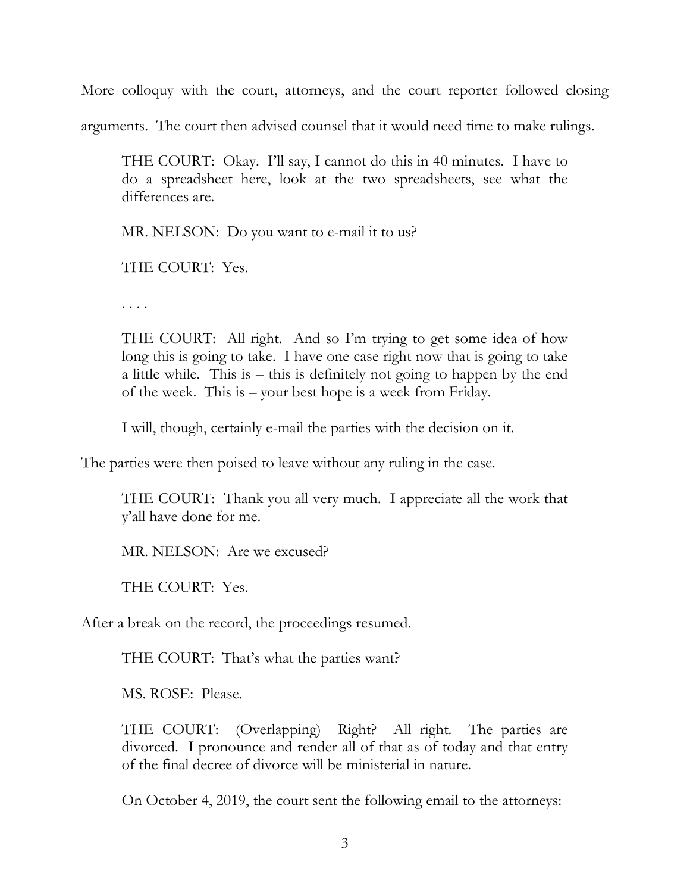More colloquy with the court, attorneys, and the court reporter followed closing arguments. The court then advised counsel that it would need time to make rulings.

> THE COURT: Okay. I'll say, I cannot do this in 40 minutes. I have to do a spreadsheet here, look at the two spreadsheets, see what the differences are.
>
> MR. NELSON: Do you want to e-mail it to us?
>
> THE COURT: Yes.
>
> . . . .
>
> THE COURT: All right. And so I'm trying to get some idea of how long this is going to take. I have one case right now that is going to take a little while. This is – this is definitely not going to happen by the end of the week. This is – your best hope is a week from Friday.
>
> I will, though, certainly e-mail the parties with the decision on it.

The parties were then poised to leave without any ruling in the case.

> THE COURT: Thank you all very much. I appreciate all the work that y'all have done for me.
>
> MR. NELSON: Are we excused?
>
> THE COURT: Yes.

After a break on the record, the proceedings resumed.

> THE COURT: That's what the parties want?
>
> MS. ROSE: Please.
>
> THE COURT: (Overlapping) Right? All right. The parties are divorced. I pronounce and render all of that as of today and that entry of the final decree of divorce will be ministerial in nature.

On October 4, 2019, the court sent the following email to the attorneys: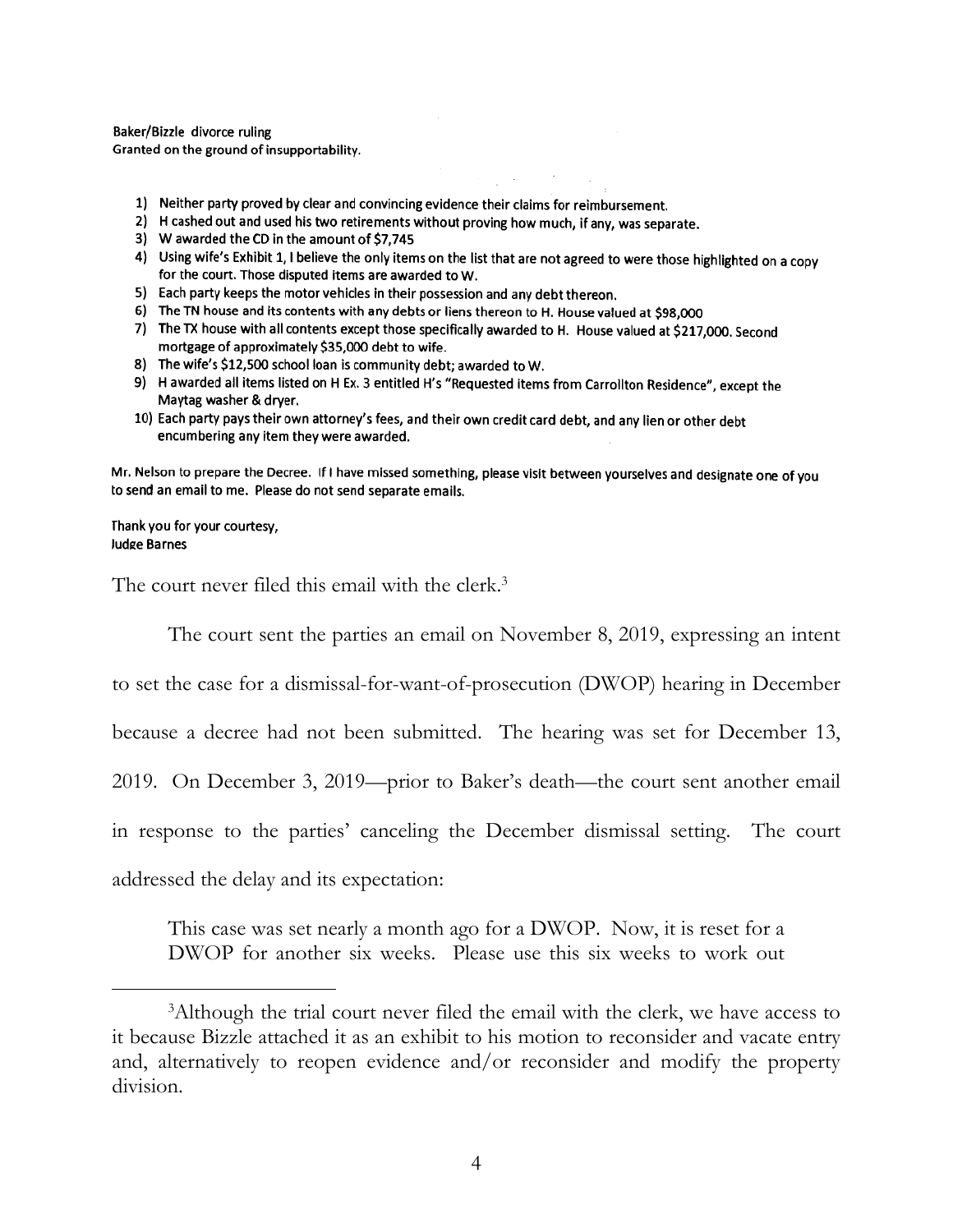Baker/Bizzle divorce ruling
Granted on the ground of insupportability.

1) Neither party proved by clear and convincing evidence their claims for reimbursement.
2) H cashed out and used his two retirements without proving how much, if any, was separate.
3) W awarded the CD in the amount of $7,745
4) Using wife's Exhibit 1, I believe the only items on the list that are not agreed to were those highlighted on a copy for the court. Those disputed items are awarded to W.
5) Each party keeps the motor vehicles in their possession and any debt thereon.
6) The TN house and its contents with any debts or liens thereon to H. House valued at $98,000
7) The TX house with all contents except those specifically awarded to H. House valued at $217,000. Second mortgage of approximately $35,000 debt to wife.
8) The wife's $12,500 school loan is community debt; awarded to W.
9) H awarded all items listed on H Ex. 3 entitled H's "Requested items from Carrollton Residence", except the Maytag washer & dryer.
10) Each party pays their own attorney's fees, and their own credit card debt, and any lien or other debt encumbering any item they were awarded.

Mr. Nelson to prepare the Decree. If I have missed something, please visit between yourselves and designate one of you to send an email to me. Please do not send separate emails.

Thank you for your courtesy,
Judge Barnes

The court never filed this email with the clerk.[3]

The court sent the parties an email on November 8, 2019, expressing an intent to set the case for a dismissal-for-want-of-prosecution (DWOP) hearing in December because a decree had not been submitted. The hearing was set for December 13, 2019. On December 3, 2019—prior to Baker's death—the court sent another email in response to the parties' canceling the December dismissal setting. The court addressed the delay and its expectation:

> This case was set nearly a month ago for a DWOP. Now, it is reset for a DWOP for another six weeks. Please use this six weeks to work out

[3]Although the trial court never filed the email with the clerk, we have access to it because Bizzle attached it as an exhibit to his motion to reconsider and vacate entry and, alternatively to reopen evidence and/or reconsider and modify the property division.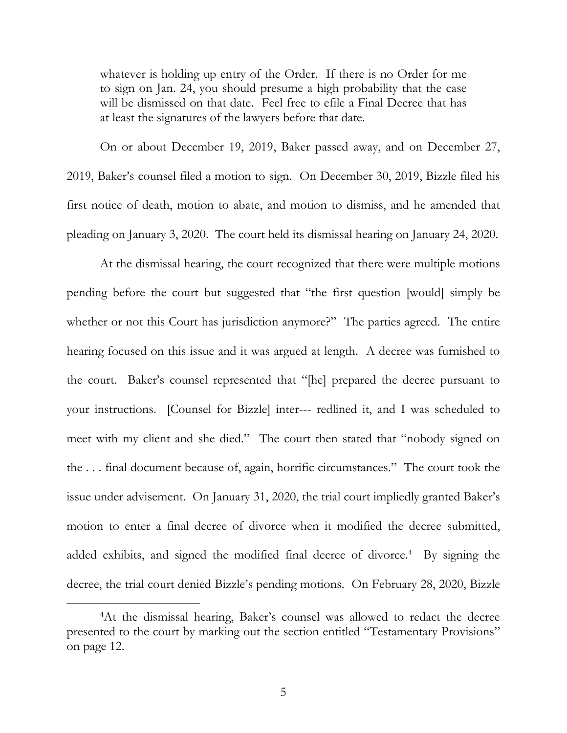whatever is holding up entry of the Order. If there is no Order for me to sign on Jan. 24, you should presume a high probability that the case will be dismissed on that date. Feel free to efile a Final Decree that has at least the signatures of the lawyers before that date.

On or about December 19, 2019, Baker passed away, and on December 27, 2019, Baker's counsel filed a motion to sign. On December 30, 2019, Bizzle filed his first notice of death, motion to abate, and motion to dismiss, and he amended that pleading on January 3, 2020. The court held its dismissal hearing on January 24, 2020.

At the dismissal hearing, the court recognized that there were multiple motions pending before the court but suggested that "the first question [would] simply be whether or not this Court has jurisdiction anymore?" The parties agreed. The entire hearing focused on this issue and it was argued at length. A decree was furnished to the court. Baker's counsel represented that "[he] prepared the decree pursuant to your instructions. [Counsel for Bizzle] inter--- redlined it, and I was scheduled to meet with my client and she died." The court then stated that "nobody signed on the . . . final document because of, again, horrific circumstances." The court took the issue under advisement. On January 31, 2020, the trial court impliedly granted Baker's motion to enter a final decree of divorce when it modified the decree submitted, added exhibits, and signed the modified final decree of divorce.[4] By signing the decree, the trial court denied Bizzle's pending motions. On February 28, 2020, Bizzle

[4]At the dismissal hearing, Baker's counsel was allowed to redact the decree presented to the court by marking out the section entitled "Testamentary Provisions" on page 12.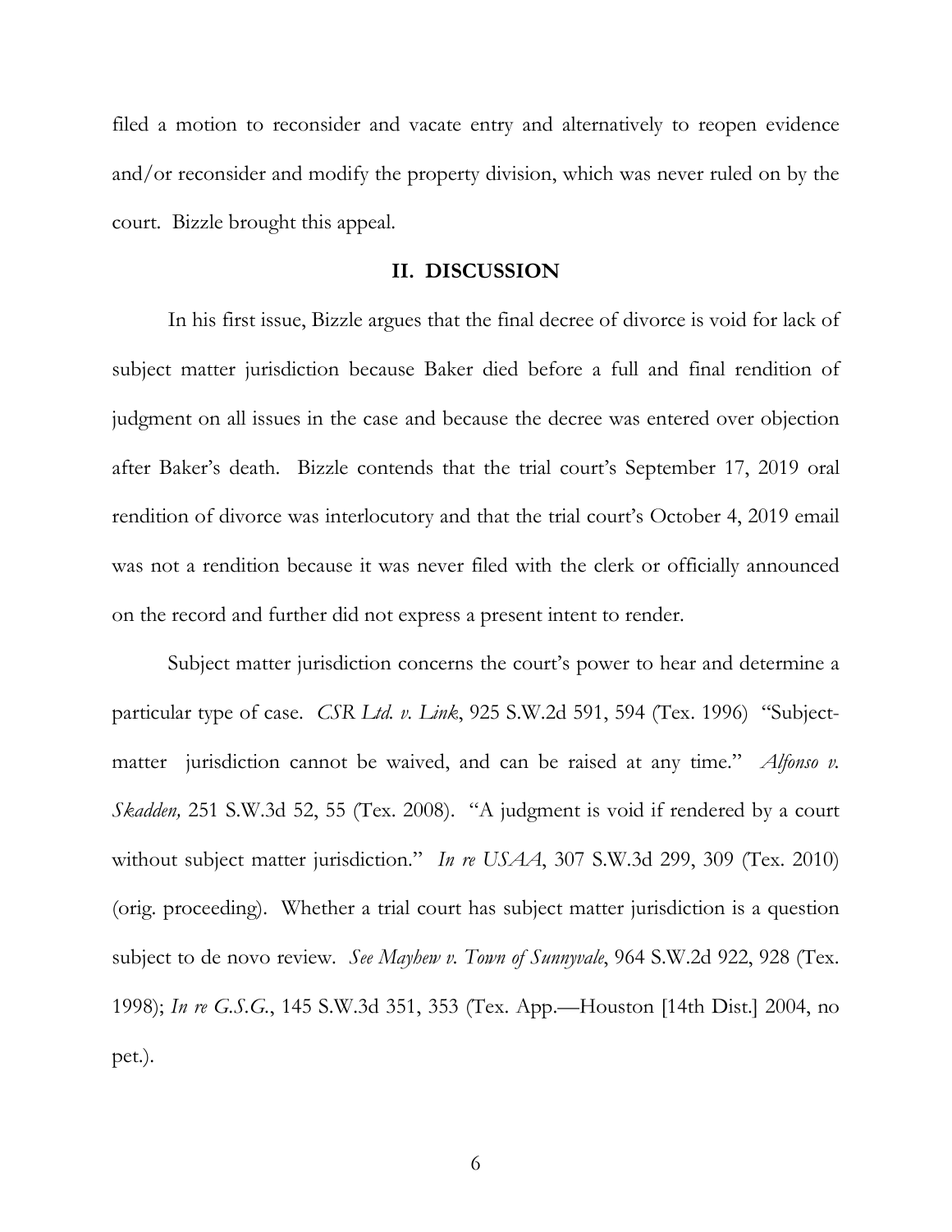filed a motion to reconsider and vacate entry and alternatively to reopen evidence and/or reconsider and modify the property division, which was never ruled on by the court. Bizzle brought this appeal.

## II. DISCUSSION

In his first issue, Bizzle argues that the final decree of divorce is void for lack of subject matter jurisdiction because Baker died before a full and final rendition of judgment on all issues in the case and because the decree was entered over objection after Baker's death. Bizzle contends that the trial court's September 17, 2019 oral rendition of divorce was interlocutory and that the trial court's October 4, 2019 email was not a rendition because it was never filed with the clerk or officially announced on the record and further did not express a present intent to render.

Subject matter jurisdiction concerns the court's power to hear and determine a particular type of case. *CSR Ltd. v. Link*, 925 S.W.2d 591, 594 (Tex. 1996) "Subject-matter jurisdiction cannot be waived, and can be raised at any time." *Alfonso v. Skadden,* 251 S.W.3d 52, 55 (Tex. 2008). "A judgment is void if rendered by a court without subject matter jurisdiction." *In re USAA*, 307 S.W.3d 299, 309 (Tex. 2010) (orig. proceeding). Whether a trial court has subject matter jurisdiction is a question subject to de novo review. *See Mayhew v. Town of Sunnyvale*, 964 S.W.2d 922, 928 (Tex. 1998); *In re G.S.G.*, 145 S.W.3d 351, 353 (Tex. App.—Houston [14th Dist.] 2004, no pet.).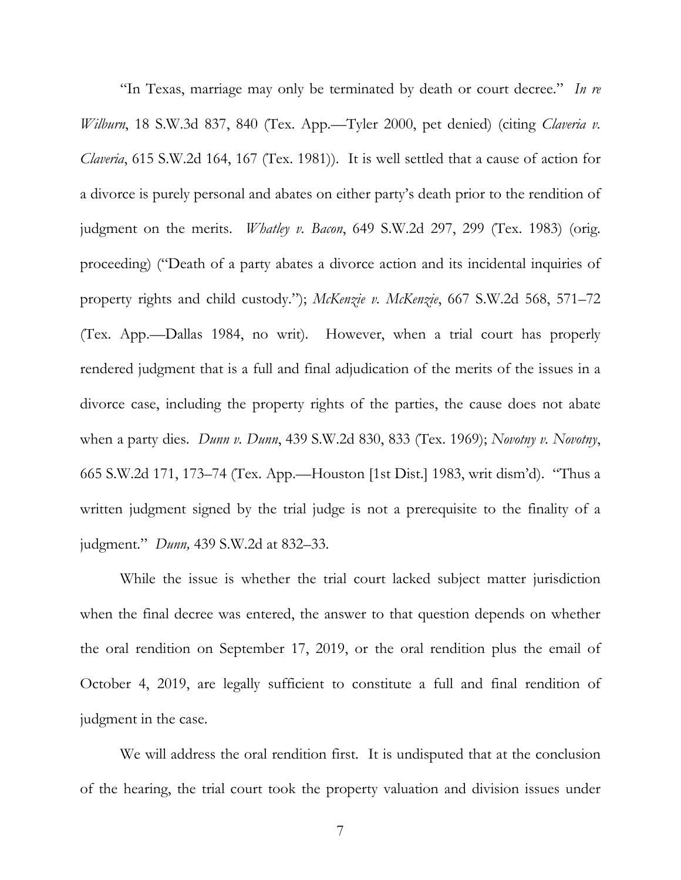"In Texas, marriage may only be terminated by death or court decree." *In re Wilburn*, 18 S.W.3d 837, 840 (Tex. App.—Tyler 2000, pet denied) (citing *Claveria v. Claveria*, 615 S.W.2d 164, 167 (Tex. 1981)). It is well settled that a cause of action for a divorce is purely personal and abates on either party's death prior to the rendition of judgment on the merits. *Whatley v. Bacon*, 649 S.W.2d 297, 299 (Tex. 1983) (orig. proceeding) ("Death of a party abates a divorce action and its incidental inquiries of property rights and child custody."); *McKenzie v. McKenzie*, 667 S.W.2d 568, 571–72 (Tex. App.—Dallas 1984, no writ). However, when a trial court has properly rendered judgment that is a full and final adjudication of the merits of the issues in a divorce case, including the property rights of the parties, the cause does not abate when a party dies. *Dunn v. Dunn*, 439 S.W.2d 830, 833 (Tex. 1969); *Novotny v. Novotny*, 665 S.W.2d 171, 173–74 (Tex. App.—Houston [1st Dist.] 1983, writ dism'd). "Thus a written judgment signed by the trial judge is not a prerequisite to the finality of a judgment." *Dunn,* 439 S.W.2d at 832–33.

While the issue is whether the trial court lacked subject matter jurisdiction when the final decree was entered, the answer to that question depends on whether the oral rendition on September 17, 2019, or the oral rendition plus the email of October 4, 2019, are legally sufficient to constitute a full and final rendition of judgment in the case.

We will address the oral rendition first. It is undisputed that at the conclusion of the hearing, the trial court took the property valuation and division issues under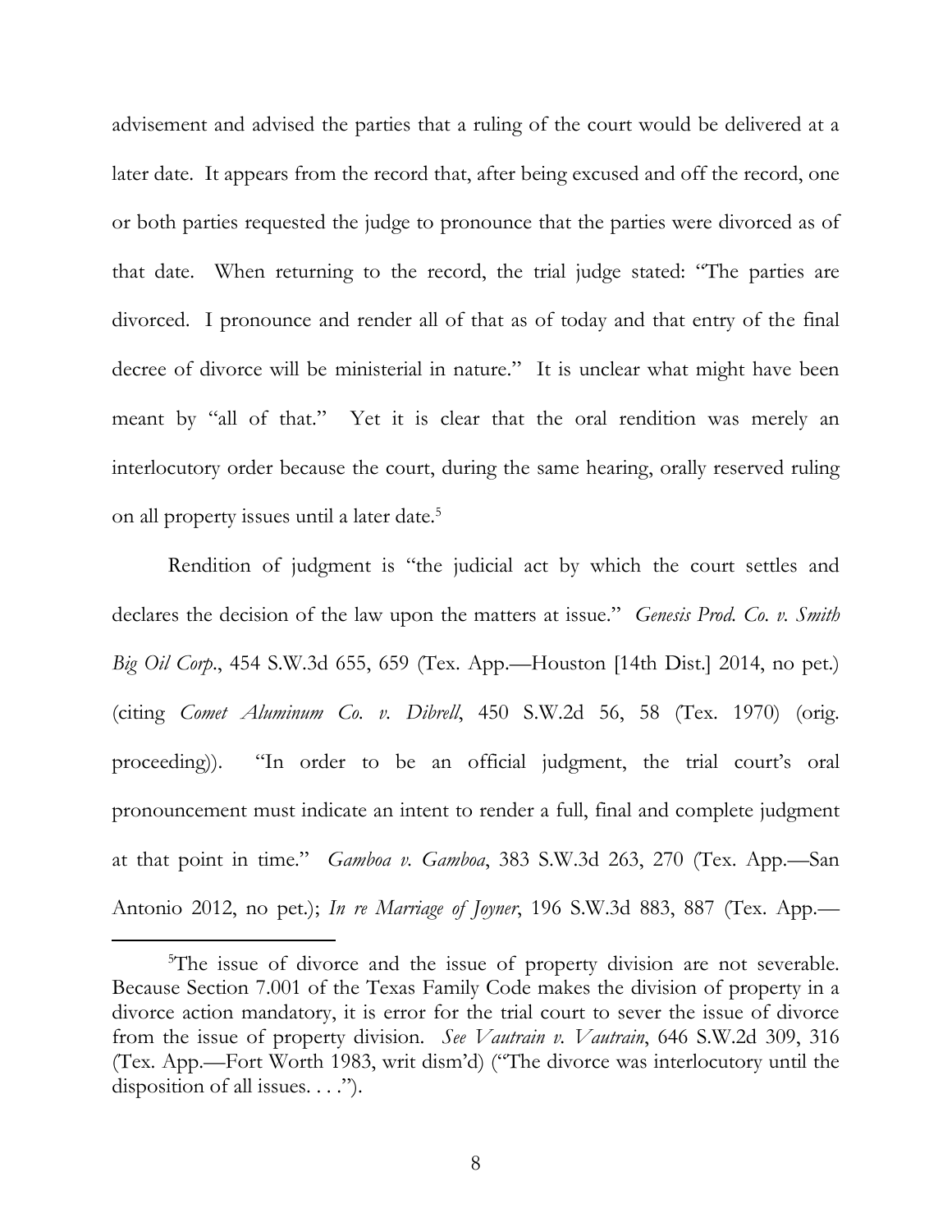advisement and advised the parties that a ruling of the court would be delivered at a later date. It appears from the record that, after being excused and off the record, one or both parties requested the judge to pronounce that the parties were divorced as of that date. When returning to the record, the trial judge stated: "The parties are divorced. I pronounce and render all of that as of today and that entry of the final decree of divorce will be ministerial in nature." It is unclear what might have been meant by "all of that." Yet it is clear that the oral rendition was merely an interlocutory order because the court, during the same hearing, orally reserved ruling on all property issues until a later date.[5]

Rendition of judgment is "the judicial act by which the court settles and declares the decision of the law upon the matters at issue." *Genesis Prod. Co. v. Smith Big Oil Corp.*, 454 S.W.3d 655, 659 (Tex. App.—Houston [14th Dist.] 2014, no pet.) (citing *Comet Aluminum Co. v. Dibrell*, 450 S.W.2d 56, 58 (Tex. 1970) (orig. proceeding)). "In order to be an official judgment, the trial court's oral pronouncement must indicate an intent to render a full, final and complete judgment at that point in time." *Gamboa v. Gamboa*, 383 S.W.3d 263, 270 (Tex. App.—San Antonio 2012, no pet.); *In re Marriage of Joyner*, 196 S.W.3d 883, 887 (Tex. App.—

---

[5]The issue of divorce and the issue of property division are not severable. Because Section 7.001 of the Texas Family Code makes the division of property in a divorce action mandatory, it is error for the trial court to sever the issue of divorce from the issue of property division. *See Vautrain v. Vautrain*, 646 S.W.2d 309, 316 (Tex. App.—Fort Worth 1983, writ dism'd) ("The divorce was interlocutory until the disposition of all issues. . . .").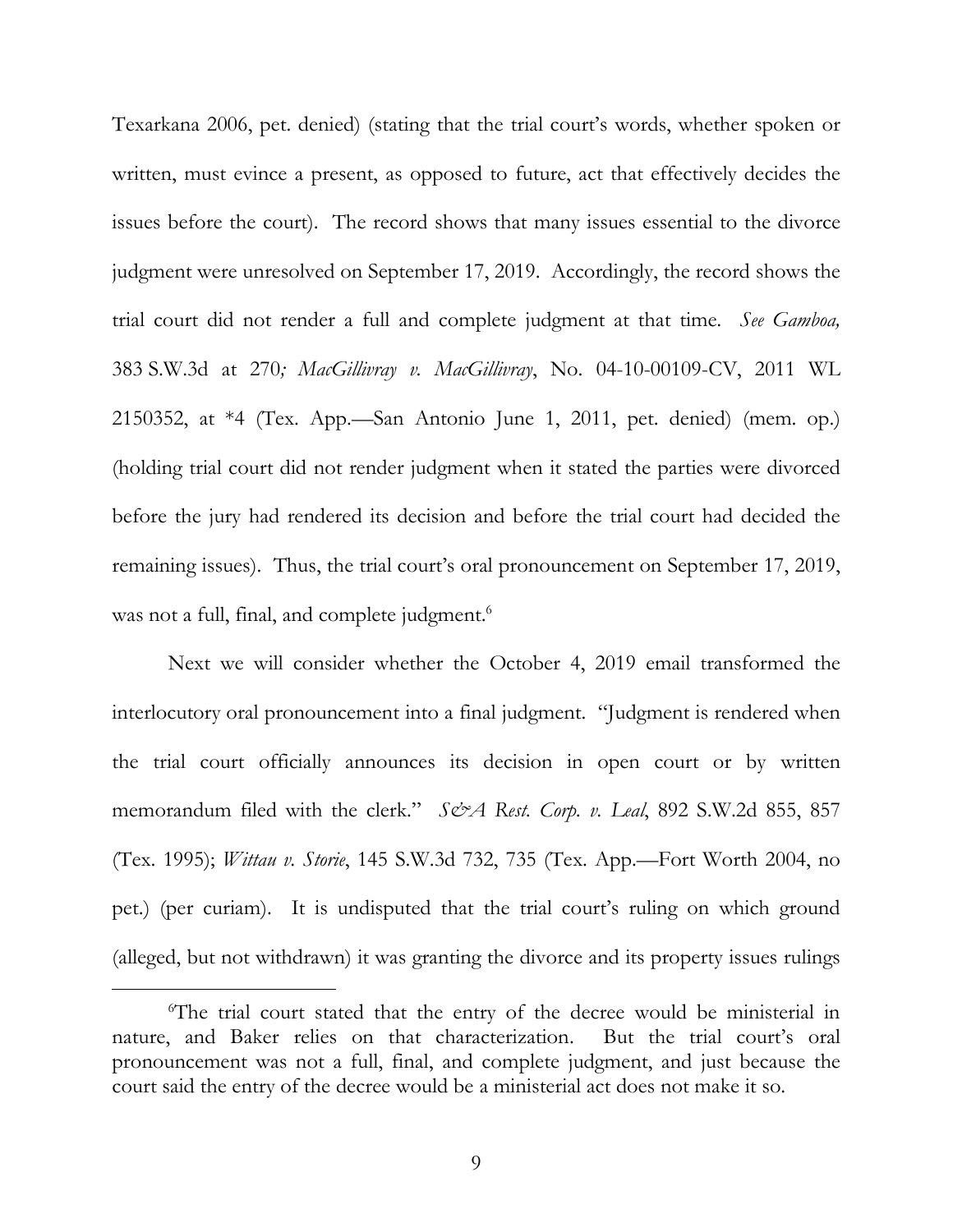Texarkana 2006, pet. denied) (stating that the trial court's words, whether spoken or written, must evince a present, as opposed to future, act that effectively decides the issues before the court). The record shows that many issues essential to the divorce judgment were unresolved on September 17, 2019. Accordingly, the record shows the trial court did not render a full and complete judgment at that time. *See Gamboa,* 383 S.W.3d at 270*; MacGillivray v. MacGillivray*, No. 04-10-00109-CV, 2011 WL 2150352, at *4 (Tex. App.—San Antonio June 1, 2011, pet. denied) (mem. op.) (holding trial court did not render judgment when it stated the parties were divorced before the jury had rendered its decision and before the trial court had decided the remaining issues). Thus, the trial court's oral pronouncement on September 17, 2019, was not a full, final, and complete judgment.[6]

Next we will consider whether the October 4, 2019 email transformed the interlocutory oral pronouncement into a final judgment. "Judgment is rendered when the trial court officially announces its decision in open court or by written memorandum filed with the clerk." *S&A Rest. Corp. v. Leal*, 892 S.W.2d 855, 857 (Tex. 1995); *Wittau v. Storie*, 145 S.W.3d 732, 735 (Tex. App.—Fort Worth 2004, no pet.) (per curiam). It is undisputed that the trial court's ruling on which ground (alleged, but not withdrawn) it was granting the divorce and its property issues rulings

[6]The trial court stated that the entry of the decree would be ministerial in nature, and Baker relies on that characterization. But the trial court's oral pronouncement was not a full, final, and complete judgment, and just because the court said the entry of the decree would be a ministerial act does not make it so.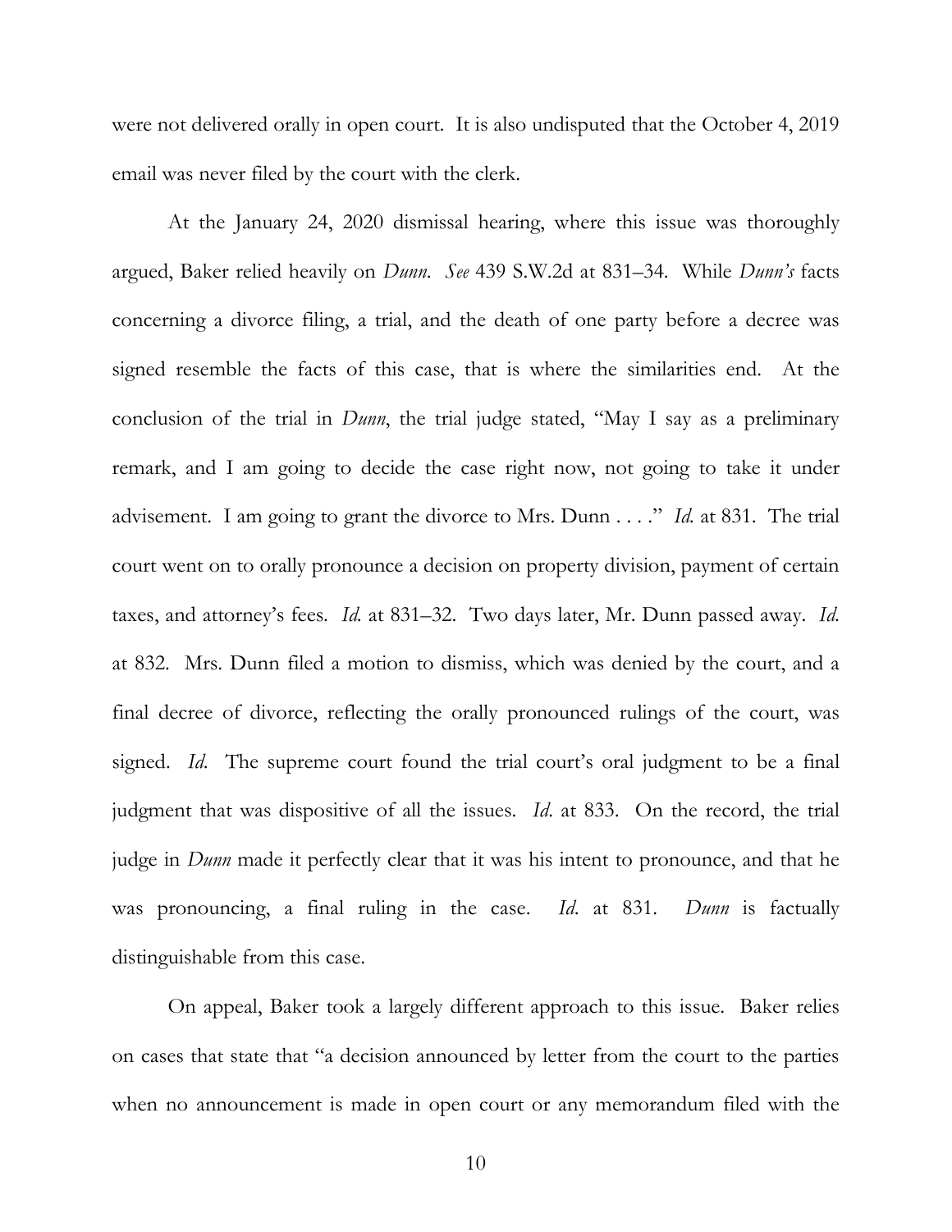were not delivered orally in open court. It is also undisputed that the October 4, 2019 email was never filed by the court with the clerk.

At the January 24, 2020 dismissal hearing, where this issue was thoroughly argued, Baker relied heavily on *Dunn*. *See* 439 S.W.2d at 831–34. While *Dunn's* facts concerning a divorce filing, a trial, and the death of one party before a decree was signed resemble the facts of this case, that is where the similarities end. At the conclusion of the trial in *Dunn*, the trial judge stated, "May I say as a preliminary remark, and I am going to decide the case right now, not going to take it under advisement. I am going to grant the divorce to Mrs. Dunn . . . ." *Id.* at 831. The trial court went on to orally pronounce a decision on property division, payment of certain taxes, and attorney's fees. *Id.* at 831–32. Two days later, Mr. Dunn passed away. *Id.* at 832. Mrs. Dunn filed a motion to dismiss, which was denied by the court, and a final decree of divorce, reflecting the orally pronounced rulings of the court, was signed. *Id.* The supreme court found the trial court's oral judgment to be a final judgment that was dispositive of all the issues. *Id.* at 833. On the record, the trial judge in *Dunn* made it perfectly clear that it was his intent to pronounce, and that he was pronouncing, a final ruling in the case. *Id.* at 831. *Dunn* is factually distinguishable from this case.

On appeal, Baker took a largely different approach to this issue. Baker relies on cases that state that "a decision announced by letter from the court to the parties when no announcement is made in open court or any memorandum filed with the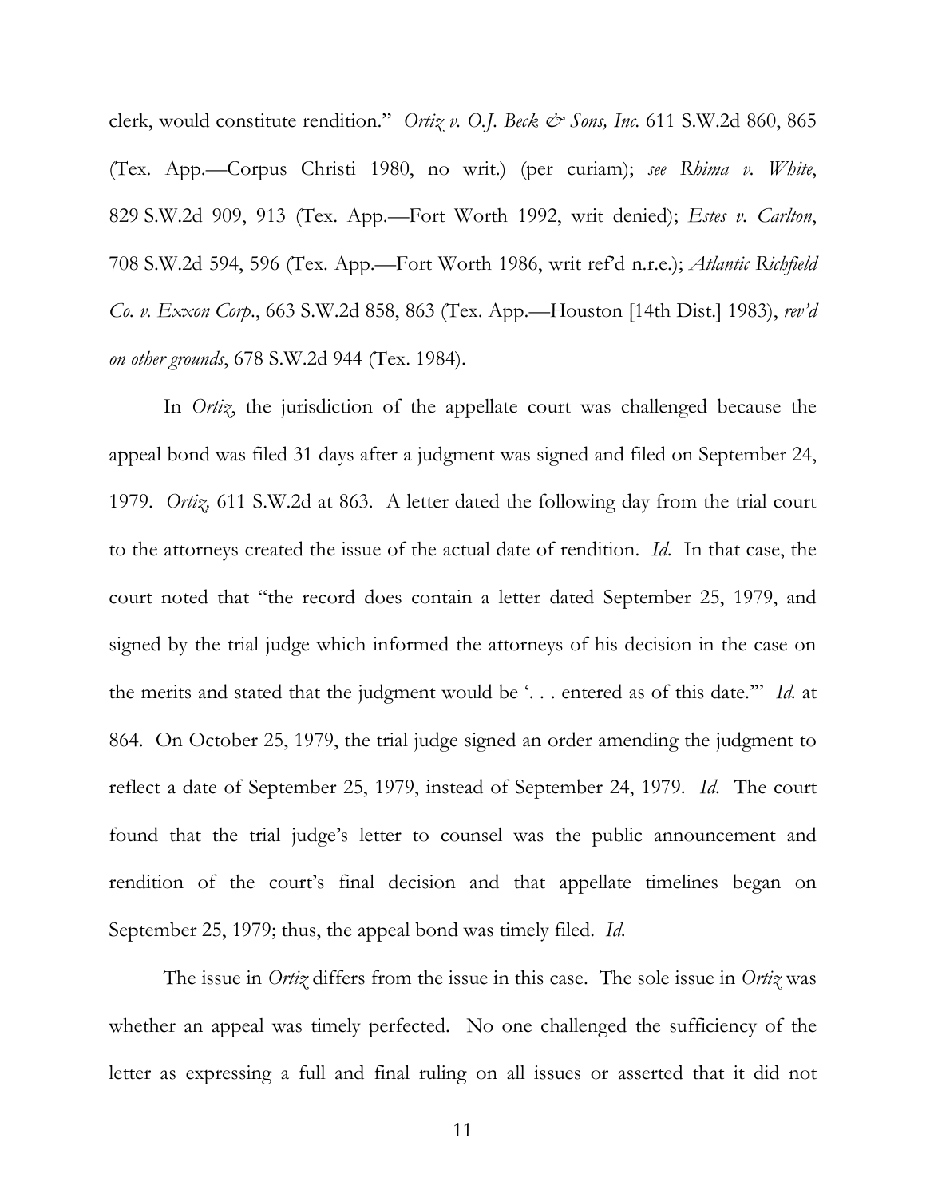clerk, would constitute rendition." *Ortiz v. O.J. Beck & Sons, Inc.* 611 S.W.2d 860, 865 (Tex. App.—Corpus Christi 1980, no writ.) (per curiam); *see Rhima v. White*, 829 S.W.2d 909, 913 (Tex. App.—Fort Worth 1992, writ denied); *Estes v. Carlton*, 708 S.W.2d 594, 596 (Tex. App.—Fort Worth 1986, writ ref'd n.r.e.); *Atlantic Richfield Co. v. Exxon Corp.*, 663 S.W.2d 858, 863 (Tex. App.—Houston [14th Dist.] 1983), *rev'd on other grounds*, 678 S.W.2d 944 (Tex. 1984).

In *Ortiz*, the jurisdiction of the appellate court was challenged because the appeal bond was filed 31 days after a judgment was signed and filed on September 24, 1979. *Ortiz*, 611 S.W.2d at 863. A letter dated the following day from the trial court to the attorneys created the issue of the actual date of rendition. *Id.* In that case, the court noted that "the record does contain a letter dated September 25, 1979, and signed by the trial judge which informed the attorneys of his decision in the case on the merits and stated that the judgment would be '. . . entered as of this date.'" *Id.* at 864. On October 25, 1979, the trial judge signed an order amending the judgment to reflect a date of September 25, 1979, instead of September 24, 1979. *Id.* The court found that the trial judge's letter to counsel was the public announcement and rendition of the court's final decision and that appellate timelines began on September 25, 1979; thus, the appeal bond was timely filed. *Id.*

The issue in *Ortiz* differs from the issue in this case. The sole issue in *Ortiz* was whether an appeal was timely perfected. No one challenged the sufficiency of the letter as expressing a full and final ruling on all issues or asserted that it did not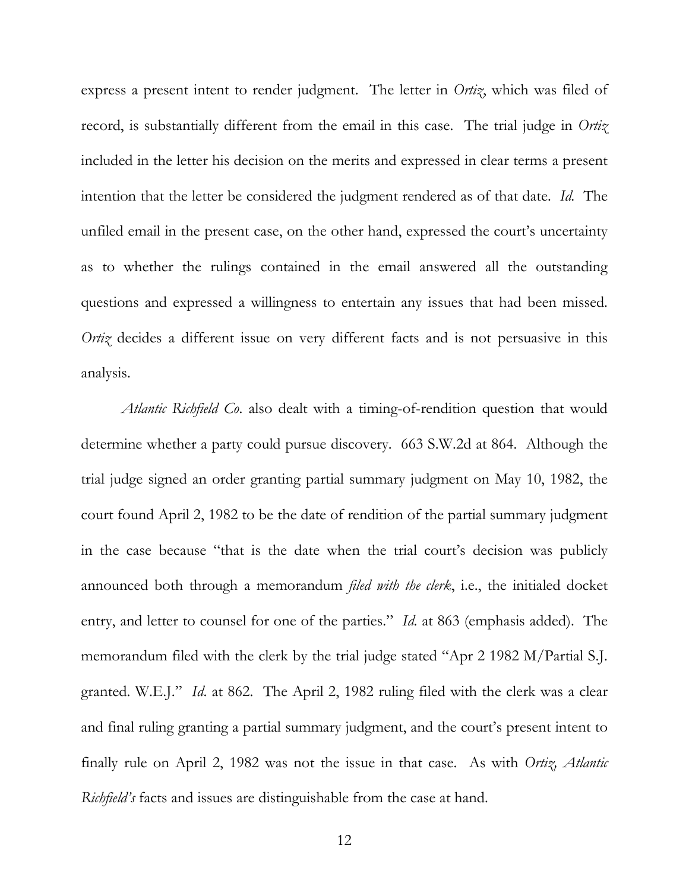express a present intent to render judgment. The letter in *Ortiz*, which was filed of record, is substantially different from the email in this case. The trial judge in *Ortiz* included in the letter his decision on the merits and expressed in clear terms a present intention that the letter be considered the judgment rendered as of that date. *Id.* The unfiled email in the present case, on the other hand, expressed the court's uncertainty as to whether the rulings contained in the email answered all the outstanding questions and expressed a willingness to entertain any issues that had been missed. *Ortiz* decides a different issue on very different facts and is not persuasive in this analysis.

*Atlantic Richfield Co*. also dealt with a timing-of-rendition question that would determine whether a party could pursue discovery. 663 S.W.2d at 864. Although the trial judge signed an order granting partial summary judgment on May 10, 1982, the court found April 2, 1982 to be the date of rendition of the partial summary judgment in the case because "that is the date when the trial court's decision was publicly announced both through a memorandum *filed with the clerk*, i.e., the initialed docket entry, and letter to counsel for one of the parties." *Id.* at 863 (emphasis added). The memorandum filed with the clerk by the trial judge stated "Apr 2 1982 M/Partial S.J. granted. W.E.J." *Id*. at 862. The April 2, 1982 ruling filed with the clerk was a clear and final ruling granting a partial summary judgment, and the court's present intent to finally rule on April 2, 1982 was not the issue in that case. As with *Ortiz*, *Atlantic Richfield's* facts and issues are distinguishable from the case at hand.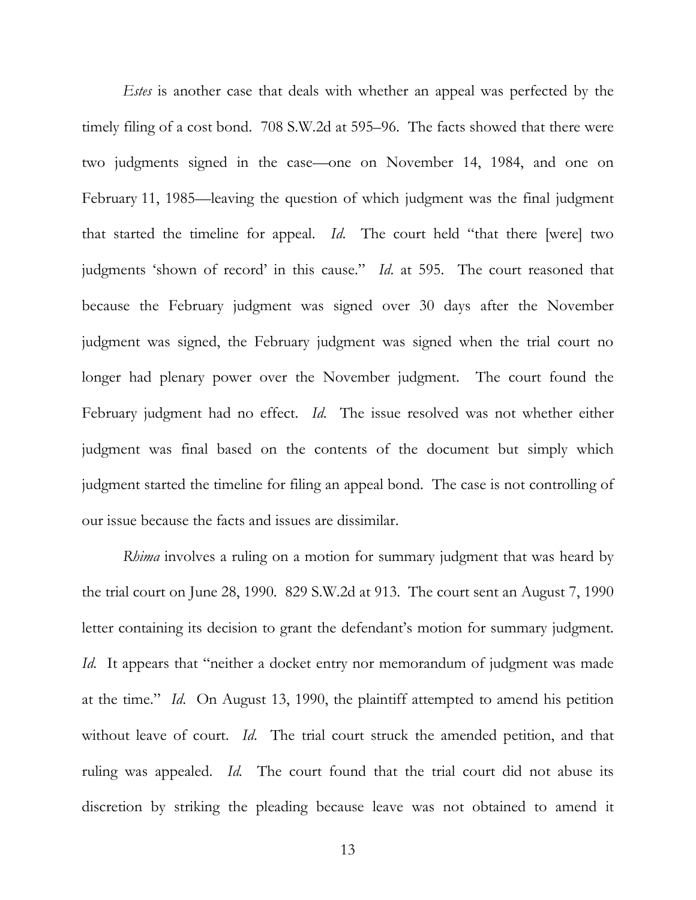*Estes* is another case that deals with whether an appeal was perfected by the timely filing of a cost bond. 708 S.W.2d at 595–96. The facts showed that there were two judgments signed in the case—one on November 14, 1984, and one on February 11, 1985—leaving the question of which judgment was the final judgment that started the timeline for appeal. *Id.* The court held "that there [were] two judgments 'shown of record' in this cause." *Id.* at 595. The court reasoned that because the February judgment was signed over 30 days after the November judgment was signed, the February judgment was signed when the trial court no longer had plenary power over the November judgment. The court found the February judgment had no effect. *Id.* The issue resolved was not whether either judgment was final based on the contents of the document but simply which judgment started the timeline for filing an appeal bond. The case is not controlling of our issue because the facts and issues are dissimilar.

*Rhima* involves a ruling on a motion for summary judgment that was heard by the trial court on June 28, 1990. 829 S.W.2d at 913. The court sent an August 7, 1990 letter containing its decision to grant the defendant's motion for summary judgment. *Id.* It appears that "neither a docket entry nor memorandum of judgment was made at the time." *Id.* On August 13, 1990, the plaintiff attempted to amend his petition without leave of court. *Id.* The trial court struck the amended petition, and that ruling was appealed. *Id.* The court found that the trial court did not abuse its discretion by striking the pleading because leave was not obtained to amend it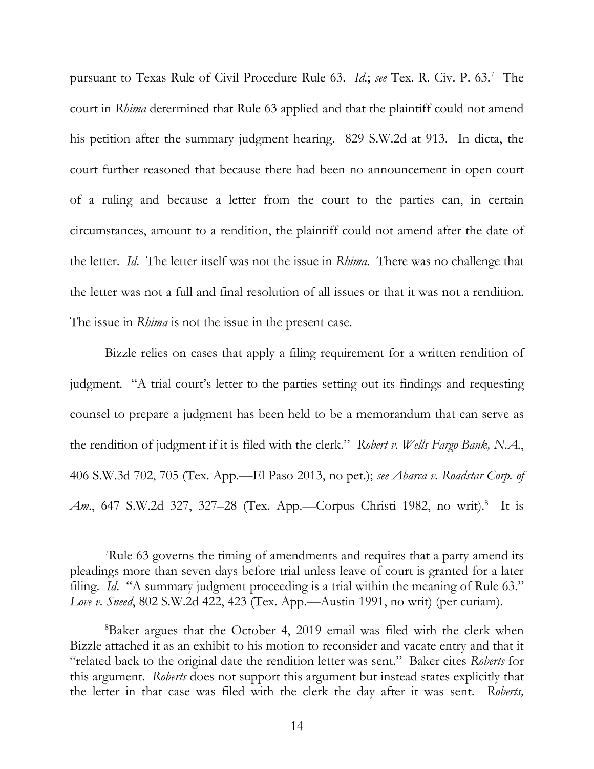pursuant to Texas Rule of Civil Procedure Rule 63. *Id.*; *see* Tex. R. Civ. P. 63.[7] The court in *Rhima* determined that Rule 63 applied and that the plaintiff could not amend his petition after the summary judgment hearing. 829 S.W.2d at 913. In dicta, the court further reasoned that because there had been no announcement in open court of a ruling and because a letter from the court to the parties can, in certain circumstances, amount to a rendition, the plaintiff could not amend after the date of the letter. *Id.* The letter itself was not the issue in *Rhima.* There was no challenge that the letter was not a full and final resolution of all issues or that it was not a rendition. The issue in *Rhima* is not the issue in the present case.

Bizzle relies on cases that apply a filing requirement for a written rendition of judgment. "A trial court's letter to the parties setting out its findings and requesting counsel to prepare a judgment has been held to be a memorandum that can serve as the rendition of judgment if it is filed with the clerk." *Robert v. Wells Fargo Bank, N.A.*, 406 S.W.3d 702, 705 (Tex. App.—El Paso 2013, no pet.); *see Abarca v. Roadstar Corp. of Am.*, 647 S.W.2d 327, 327–28 (Tex. App.—Corpus Christi 1982, no writ).[8] It is

---

[7]Rule 63 governs the timing of amendments and requires that a party amend its pleadings more than seven days before trial unless leave of court is granted for a later filing. *Id.* "A summary judgment proceeding is a trial within the meaning of Rule 63." *Love v. Sneed*, 802 S.W.2d 422, 423 (Tex. App.—Austin 1991, no writ) (per curiam).

[8]Baker argues that the October 4, 2019 email was filed with the clerk when Bizzle attached it as an exhibit to his motion to reconsider and vacate entry and that it "related back to the original date the rendition letter was sent." Baker cites *Roberts* for this argument. *Roberts* does not support this argument but instead states explicitly that the letter in that case was filed with the clerk the day after it was sent. *Roberts,*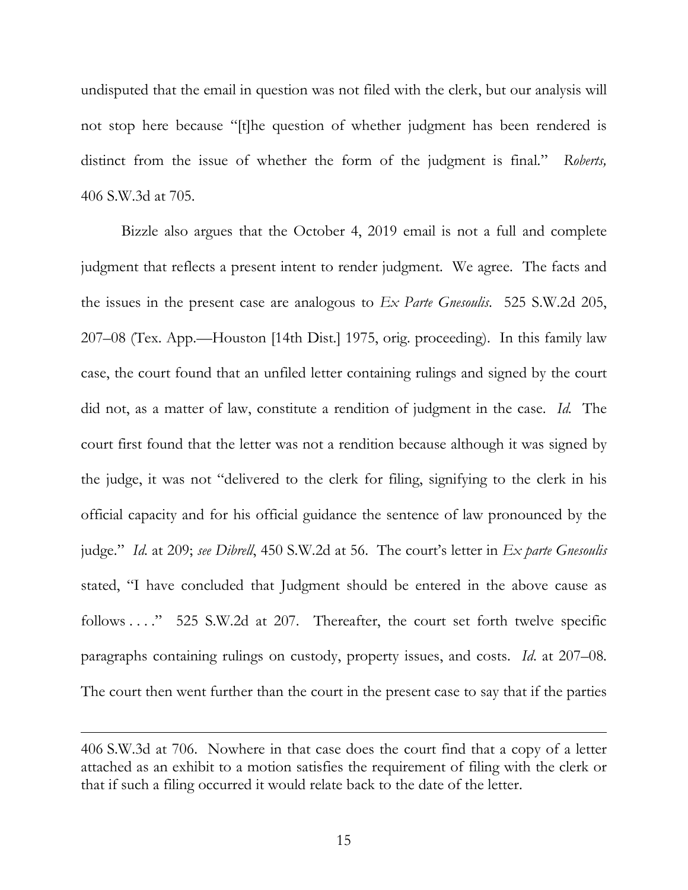undisputed that the email in question was not filed with the clerk, but our analysis will not stop here because "[t]he question of whether judgment has been rendered is distinct from the issue of whether the form of the judgment is final." *Roberts,* 406 S.W.3d at 705.

Bizzle also argues that the October 4, 2019 email is not a full and complete judgment that reflects a present intent to render judgment. We agree. The facts and the issues in the present case are analogous to *Ex Parte Gnesoulis*. 525 S.W.2d 205, 207–08 (Tex. App.—Houston [14th Dist.] 1975, orig. proceeding). In this family law case, the court found that an unfiled letter containing rulings and signed by the court did not, as a matter of law, constitute a rendition of judgment in the case. *Id.* The court first found that the letter was not a rendition because although it was signed by the judge, it was not "delivered to the clerk for filing, signifying to the clerk in his official capacity and for his official guidance the sentence of law pronounced by the judge." *Id.* at 209; *see Dibrell*, 450 S.W.2d at 56. The court's letter in *Ex parte Gnesoulis* stated, "I have concluded that Judgment should be entered in the above cause as follows . . . ." 525 S.W.2d at 207. Thereafter, the court set forth twelve specific paragraphs containing rulings on custody, property issues, and costs. *Id.* at 207–08. The court then went further than the court in the present case to say that if the parties

---

406 S.W.3d at 706. Nowhere in that case does the court find that a copy of a letter attached as an exhibit to a motion satisfies the requirement of filing with the clerk or that if such a filing occurred it would relate back to the date of the letter.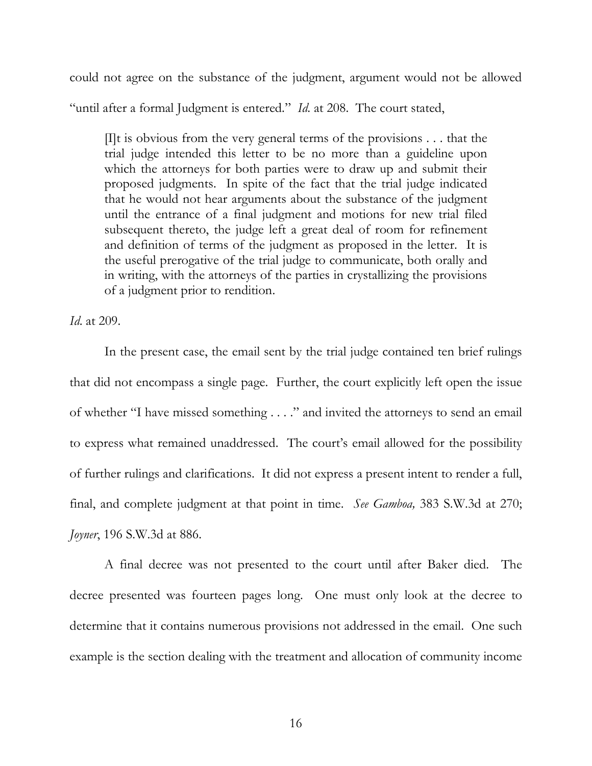could not agree on the substance of the judgment, argument would not be allowed "until after a formal Judgment is entered." *Id.* at 208. The court stated,

> [I]t is obvious from the very general terms of the provisions . . . that the trial judge intended this letter to be no more than a guideline upon which the attorneys for both parties were to draw up and submit their proposed judgments. In spite of the fact that the trial judge indicated that he would not hear arguments about the substance of the judgment until the entrance of a final judgment and motions for new trial filed subsequent thereto, the judge left a great deal of room for refinement and definition of terms of the judgment as proposed in the letter. It is the useful prerogative of the trial judge to communicate, both orally and in writing, with the attorneys of the parties in crystallizing the provisions of a judgment prior to rendition.

*Id.* at 209.

In the present case, the email sent by the trial judge contained ten brief rulings that did not encompass a single page. Further, the court explicitly left open the issue of whether "I have missed something . . . ." and invited the attorneys to send an email to express what remained unaddressed. The court's email allowed for the possibility of further rulings and clarifications. It did not express a present intent to render a full, final, and complete judgment at that point in time. *See Gamboa,* 383 S.W.3d at 270; *Joyner*, 196 S.W.3d at 886.

A final decree was not presented to the court until after Baker died. The decree presented was fourteen pages long. One must only look at the decree to determine that it contains numerous provisions not addressed in the email. One such example is the section dealing with the treatment and allocation of community income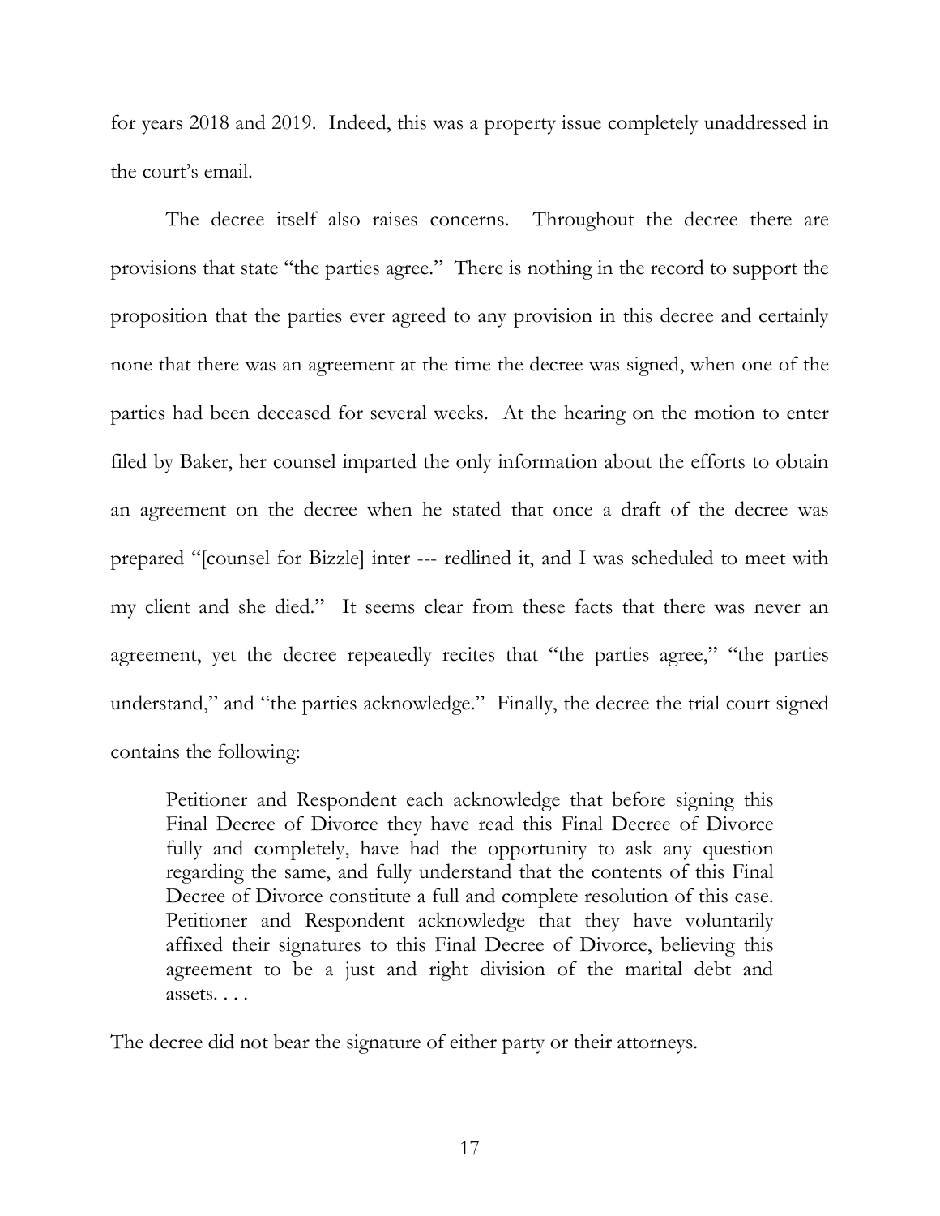for years 2018 and 2019. Indeed, this was a property issue completely unaddressed in the court's email.

The decree itself also raises concerns. Throughout the decree there are provisions that state "the parties agree." There is nothing in the record to support the proposition that the parties ever agreed to any provision in this decree and certainly none that there was an agreement at the time the decree was signed, when one of the parties had been deceased for several weeks. At the hearing on the motion to enter filed by Baker, her counsel imparted the only information about the efforts to obtain an agreement on the decree when he stated that once a draft of the decree was prepared "[counsel for Bizzle] inter --- redlined it, and I was scheduled to meet with my client and she died." It seems clear from these facts that there was never an agreement, yet the decree repeatedly recites that "the parties agree," "the parties understand," and "the parties acknowledge." Finally, the decree the trial court signed contains the following:

> Petitioner and Respondent each acknowledge that before signing this Final Decree of Divorce they have read this Final Decree of Divorce fully and completely, have had the opportunity to ask any question regarding the same, and fully understand that the contents of this Final Decree of Divorce constitute a full and complete resolution of this case. Petitioner and Respondent acknowledge that they have voluntarily affixed their signatures to this Final Decree of Divorce, believing this agreement to be a just and right division of the marital debt and assets. . . .

The decree did not bear the signature of either party or their attorneys.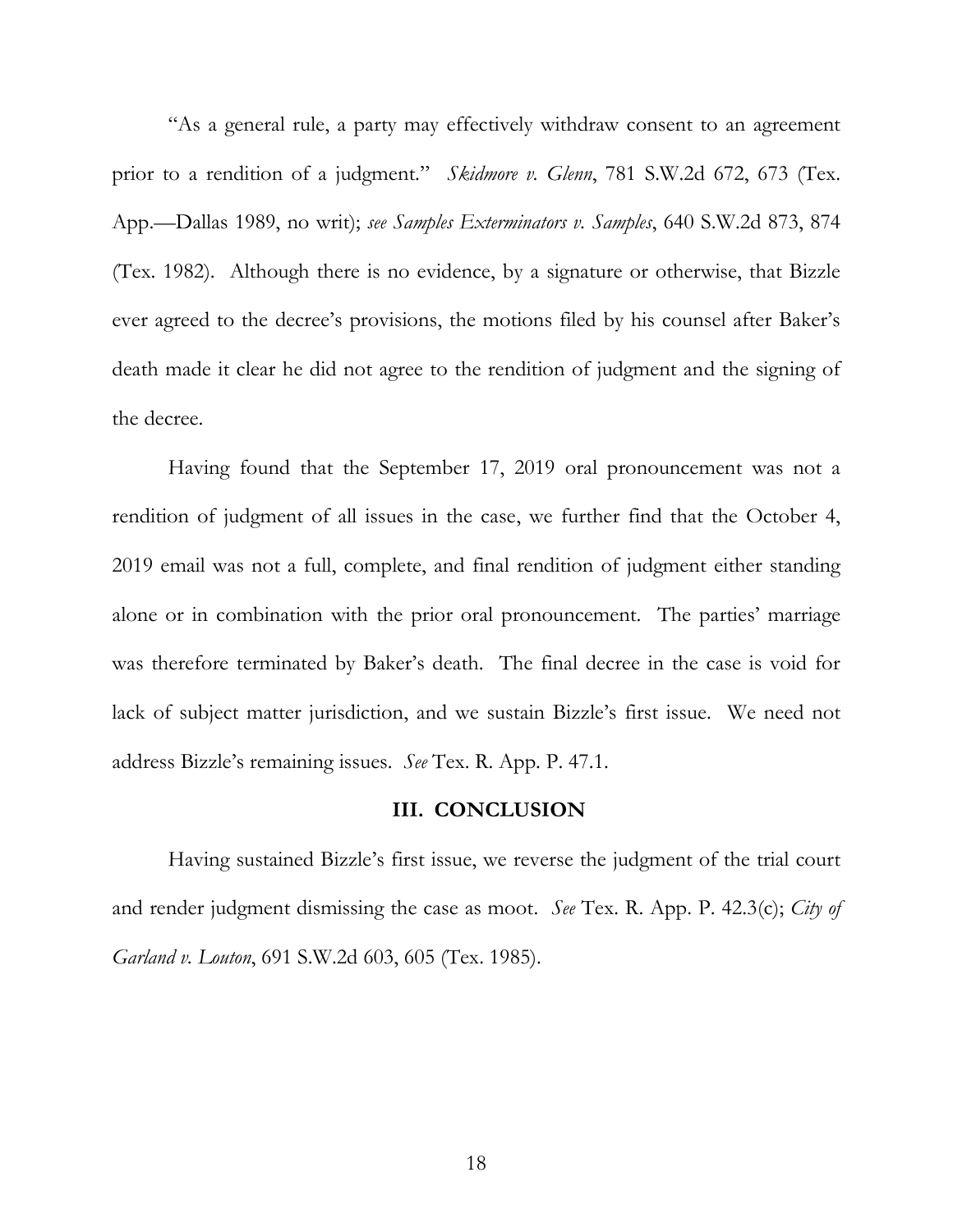"As a general rule, a party may effectively withdraw consent to an agreement prior to a rendition of a judgment." *Skidmore v. Glenn*, 781 S.W.2d 672, 673 (Tex. App.—Dallas 1989, no writ); *see Samples Exterminators v. Samples*, 640 S.W.2d 873, 874 (Tex. 1982). Although there is no evidence, by a signature or otherwise, that Bizzle ever agreed to the decree's provisions, the motions filed by his counsel after Baker's death made it clear he did not agree to the rendition of judgment and the signing of the decree.

Having found that the September 17, 2019 oral pronouncement was not a rendition of judgment of all issues in the case, we further find that the October 4, 2019 email was not a full, complete, and final rendition of judgment either standing alone or in combination with the prior oral pronouncement. The parties' marriage was therefore terminated by Baker's death. The final decree in the case is void for lack of subject matter jurisdiction, and we sustain Bizzle's first issue. We need not address Bizzle's remaining issues. *See* Tex. R. App. P. 47.1.

## III. CONCLUSION

Having sustained Bizzle's first issue, we reverse the judgment of the trial court and render judgment dismissing the case as moot. *See* Tex. R. App. P. 42.3(c); *City of Garland v. Louton*, 691 S.W.2d 603, 605 (Tex. 1985).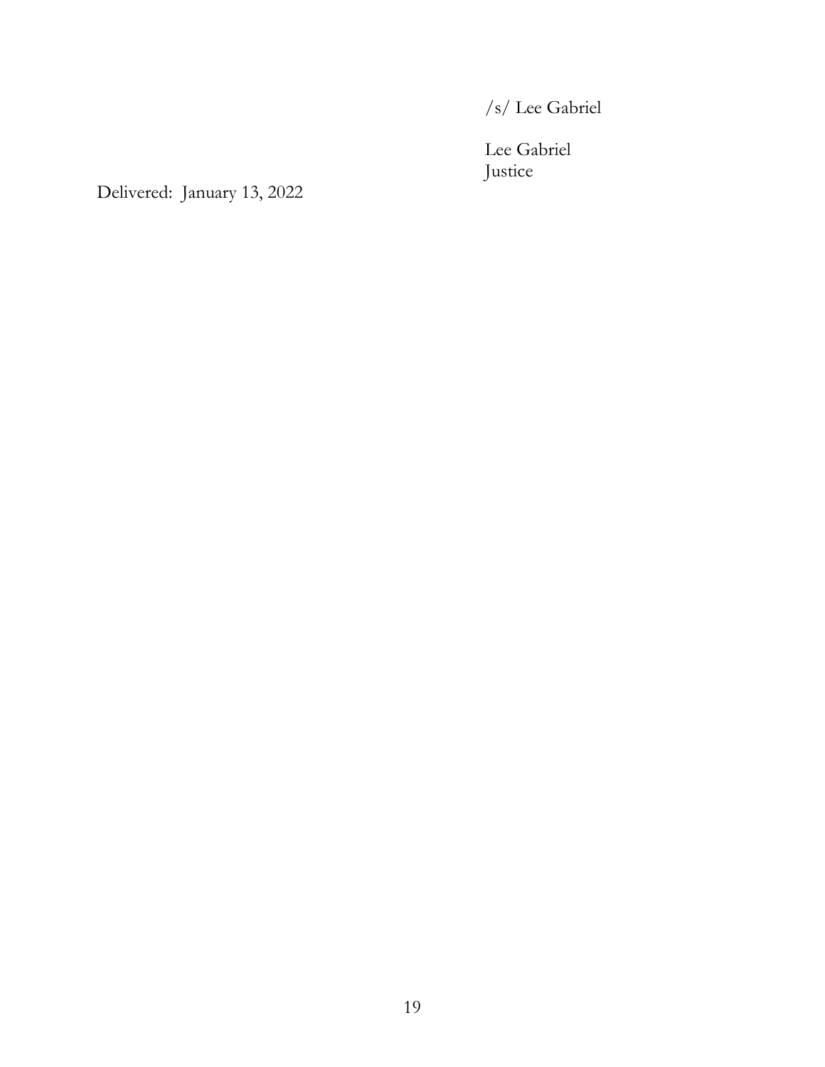/s/ Lee Gabriel

Lee Gabriel
Justice

Delivered: January 13, 2022